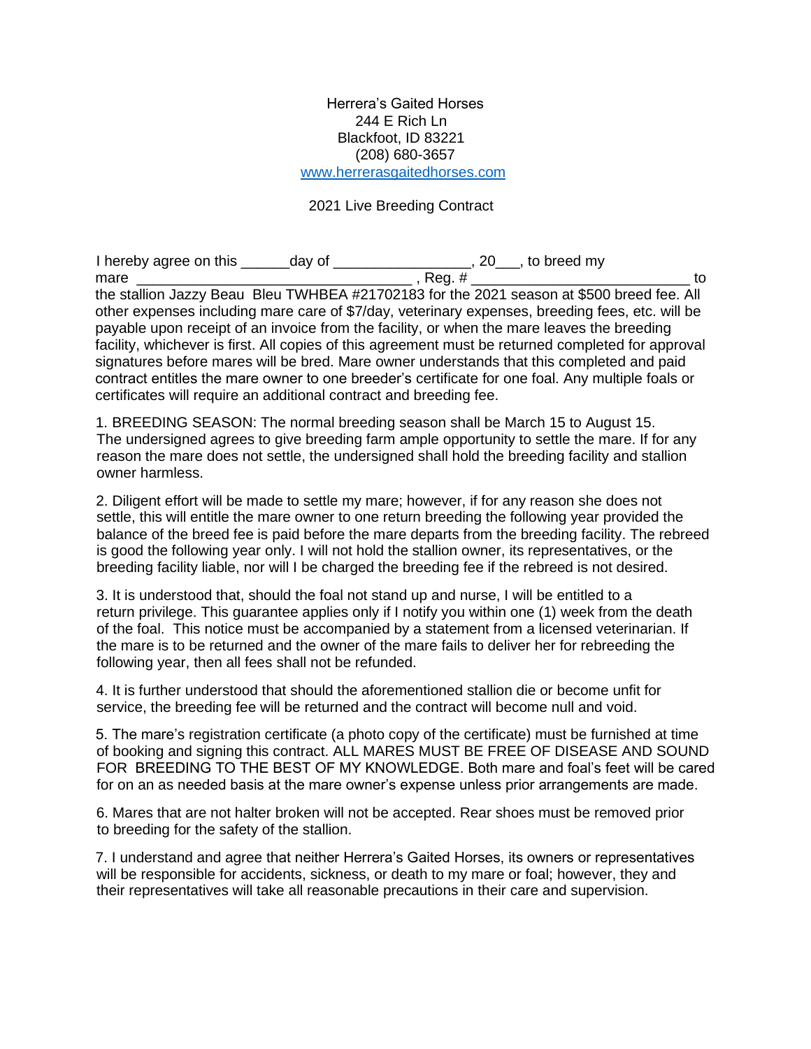Herrera's Gaited Horses
244 E Rich Ln
Blackfoot, ID 83221
(208) 680-3657
www.herrerasgaitedhorses.com

2021 Live Breeding Contract

I hereby agree on this ______day of _________________, 20___, to breed my mare ___________________________________ , Reg. # ____________________________ to the stallion Jazzy Beau Bleu TWHBEA #21702183 for the 2021 season at $500 breed fee. All other expenses including mare care of $7/day, veterinary expenses, breeding fees, etc. will be payable upon receipt of an invoice from the facility, or when the mare leaves the breeding facility, whichever is first. All copies of this agreement must be returned completed for approval signatures before mares will be bred. Mare owner understands that this completed and paid contract entitles the mare owner to one breeder's certificate for one foal. Any multiple foals or certificates will require an additional contract and breeding fee.

1. BREEDING SEASON: The normal breeding season shall be March 15 to August 15. The undersigned agrees to give breeding farm ample opportunity to settle the mare. If for any reason the mare does not settle, the undersigned shall hold the breeding facility and stallion owner harmless.

2. Diligent effort will be made to settle my mare; however, if for any reason she does not settle, this will entitle the mare owner to one return breeding the following year provided the balance of the breed fee is paid before the mare departs from the breeding facility. The rebreed is good the following year only. I will not hold the stallion owner, its representatives, or the breeding facility liable, nor will I be charged the breeding fee if the rebreed is not desired.

3. It is understood that, should the foal not stand up and nurse, I will be entitled to a return privilege. This guarantee applies only if I notify you within one (1) week from the death of the foal. This notice must be accompanied by a statement from a licensed veterinarian. If the mare is to be returned and the owner of the mare fails to deliver her for rebreeding the following year, then all fees shall not be refunded.

4. It is further understood that should the aforementioned stallion die or become unfit for service, the breeding fee will be returned and the contract will become null and void.

5. The mare's registration certificate (a photo copy of the certificate) must be furnished at time of booking and signing this contract. ALL MARES MUST BE FREE OF DISEASE AND SOUND FOR BREEDING TO THE BEST OF MY KNOWLEDGE. Both mare and foal's feet will be cared for on an as needed basis at the mare owner's expense unless prior arrangements are made.

6. Mares that are not halter broken will not be accepted. Rear shoes must be removed prior to breeding for the safety of the stallion.

7. I understand and agree that neither Herrera's Gaited Horses, its owners or representatives will be responsible for accidents, sickness, or death to my mare or foal; however, they and their representatives will take all reasonable precautions in their care and supervision.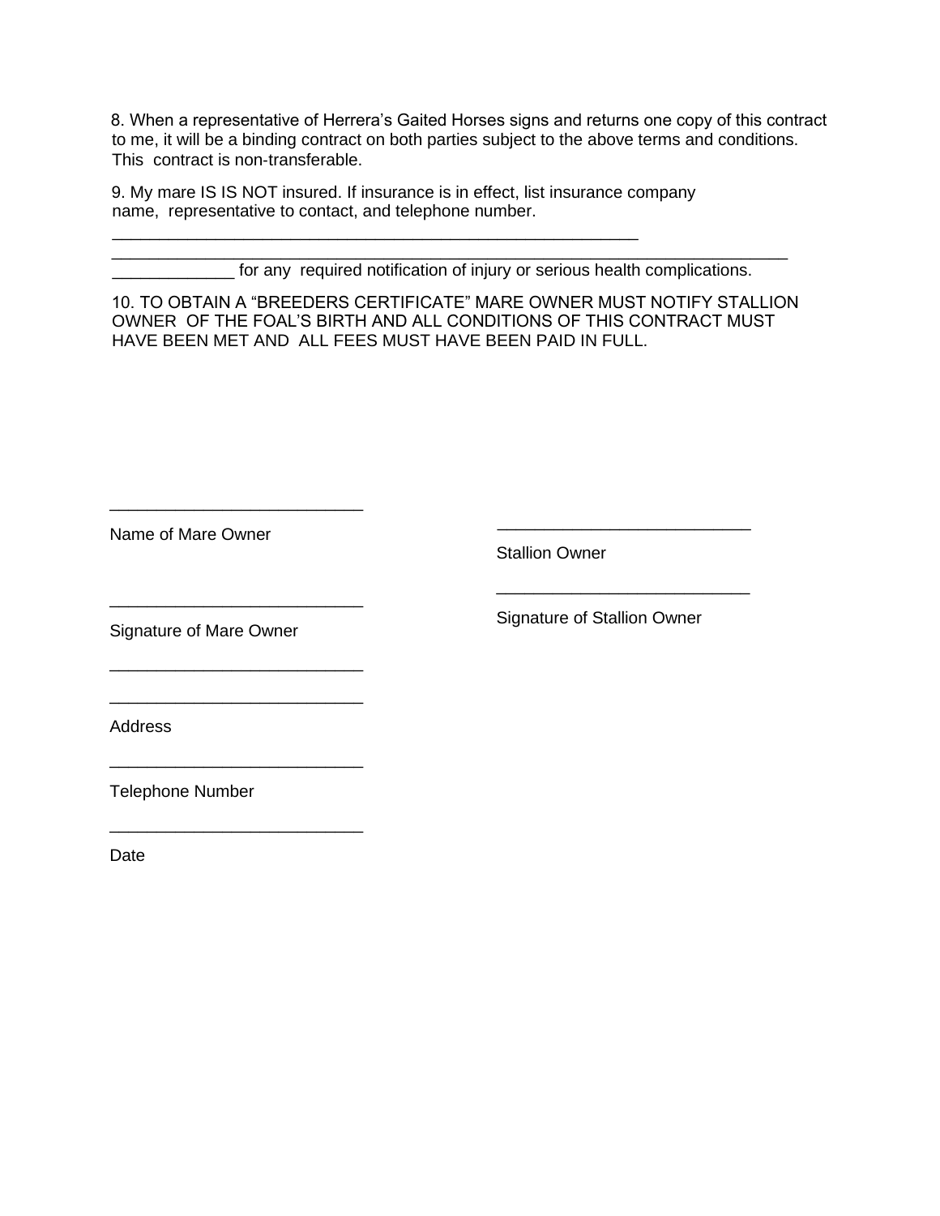8. When a representative of Herrera's Gaited Horses signs and returns one copy of this contract to me, it will be a binding contract on both parties subject to the above terms and conditions. This contract is non-transferable.

9. My mare IS IS NOT insured. If insurance is in effect, list insurance company name, representative to contact, and telephone number.

___________________________________________________________

__________________________________________________________________________

_____________ for any required notification of injury or serious health complications.

10. TO OBTAIN A "BREEDERS CERTIFICATE" MARE OWNER MUST NOTIFY STALLION OWNER OF THE FOAL'S BIRTH AND ALL CONDITIONS OF THIS CONTRACT MUST HAVE BEEN MET AND ALL FEES MUST HAVE BEEN PAID IN FULL.

___________________________

Name of Mare Owner

___________________________

Signature of Mare Owner

___________________________

___________________________

Address

___________________________

Telephone Number

___________________________

Date

___________________________

Stallion Owner

___________________________

Signature of Stallion Owner